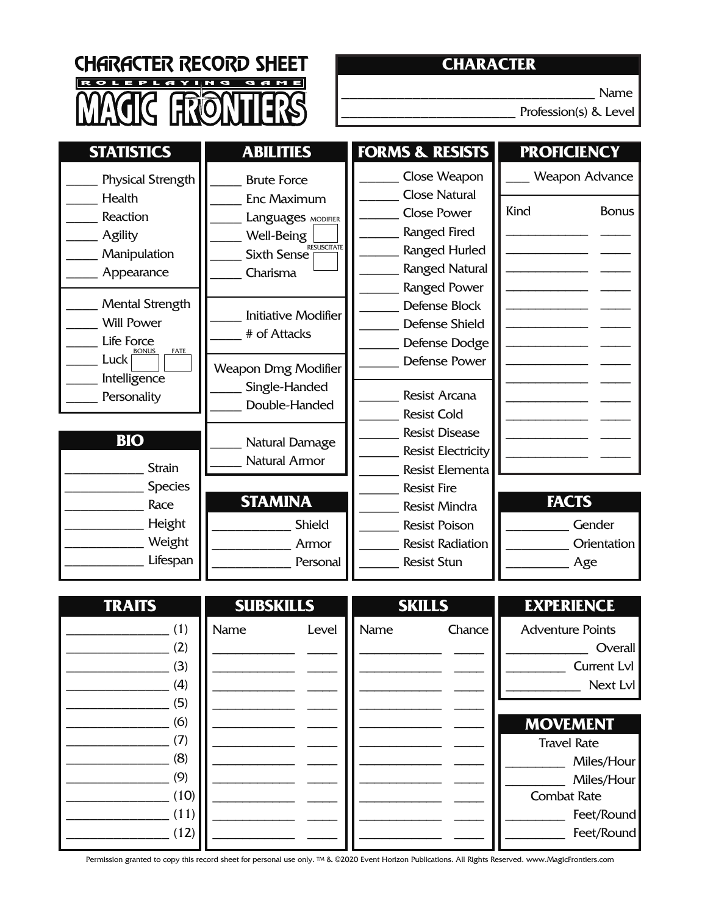# CHARACTER RECORD SHEET

ROLEPLAYING GAME

# MAGIC FRONTIERS

## CHARACTER

______________________ Name

______________________ Profession(s) & Level

## STATISTICS

_____ Physical Strength
_____ Health
_____ Reaction
_____ Agility
_____ Manipulation
_____ Appearance

_____ Mental Strength
_____ Will Power
_____ Life Force
_____ Luck BONUS [ ] FATE [ ]
_____ Intelligence
_____ Personality

## ABILITIES

_____ Brute Force
_____ Enc Maximum
_____ Languages MODIFIER [ ]
_____ Well-Being
_____ Sixth Sense RESUSCITATE [ ]
_____ Charisma

_____ Initiative Modifier
_____ # of Attacks

Weapon Dmg Modifier
_____ Single-Handed
_____ Double-Handed

_____ Natural Damage
_____ Natural Armor

## FORMS & RESISTS

______ Close Weapon
______ Close Natural
______ Close Power
______ Ranged Fired
______ Ranged Hurled
______ Ranged Natural
______ Ranged Power
______ Defense Block
______ Defense Shield
______ Defense Dodge
______ Defense Power

______ Resist Arcana
______ Resist Cold
______ Resist Disease
______ Resist Electricity
______ Resist Elementa
______ Resist Fire
______ Resist Mindra
______ Resist Poison
______ Resist Radiation
______ Resist Stun

## PROFICIENCY

___ Weapon Advance

| Kind | Bonus |
|---|---|
| ____________ | _____ |
| ____________ | _____ |
| ____________ | _____ |
| ____________ | _____ |
| ____________ | _____ |
| ____________ | _____ |
| ____________ | _____ |
| ____________ | _____ |
| ____________ | _____ |
| ____________ | _____ |
| ____________ | _____ |
| ____________ | _____ |

## BIO

___________ Strain
___________ Species
___________ Race
___________ Height
___________ Weight
___________ Lifespan

## STAMINA

___________ Shield
___________ Armor
___________ Personal

## FACTS

_________ Gender
_________ Orientation
_________ Age

## TRAITS

_______________ (1)
_______________ (2)
_______________ (3)
_______________ (4)
_______________ (5)
_______________ (6)
_______________ (7)
_______________ (8)
_______________ (9)
_______________ (10)
_______________ (11)
_______________ (12)

## SUBSKILLS

| Name | Level |
|---|---|
| ____________ | _____ |
| ____________ | _____ |
| ____________ | _____ |
| ____________ | _____ |
| ____________ | _____ |
| ____________ | _____ |
| ____________ | _____ |
| ____________ | _____ |
| ____________ | _____ |
| ____________ | _____ |
| ____________ | _____ |

## SKILLS

| Name | Chance |
|---|---|
| ____________ | _____ |
| ____________ | _____ |
| ____________ | _____ |
| ____________ | _____ |
| ____________ | _____ |
| ____________ | _____ |
| ____________ | _____ |
| ____________ | _____ |
| ____________ | _____ |
| ____________ | _____ |
| ____________ | _____ |

## EXPERIENCE

Adventure Points

____________ Overall
_________ Current Lvl
__________ Next Lvl

## MOVEMENT

Travel Rate

_________ Miles/Hour
_________ Miles/Hour

Combat Rate

_________ Feet/Round
_________ Feet/Round

Permission granted to copy this record sheet for personal use only. ™ & ©2020 Event Horizon Publications. All Rights Reserved. www.MagicFrontiers.com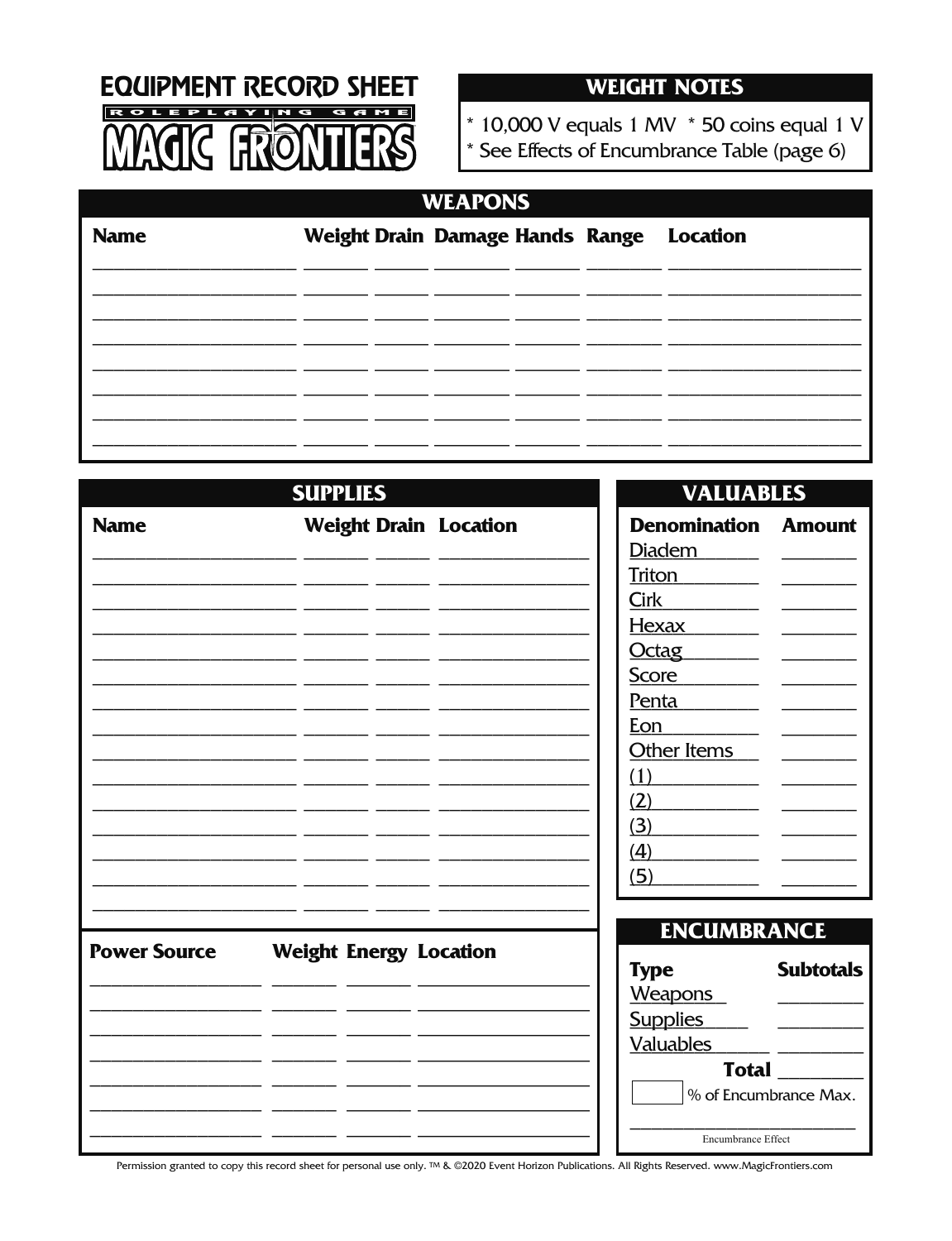# EQUIPMENT RECORD SHEET

ROLEPLAYING GAME

MAGIC FRONTIERS

## WEIGHT NOTES

* 10,000 V equals 1 MV * 50 coins equal 1 V
* See Effects of Encumbrance Table (page 6)

## WEAPONS

| Name | Weight | Drain | Damage | Hands | Range | Location |
|---|---|---|---|---|---|---|
| | | | | | | |
| | | | | | | |
| | | | | | | |
| | | | | | | |
| | | | | | | |
| | | | | | | |
| | | | | | | |
| | | | | | | |

## SUPPLIES

| Name | Weight | Drain | Location |
|---|---|---|---|
| | | | |
| | | | |
| | | | |
| | | | |
| | | | |
| | | | |
| | | | |
| | | | |
| | | | |
| | | | |
| | | | |
| | | | |
| | | | |
| | | | |
| | | | |

| Power Source | Weight | Energy | Location |
|---|---|---|---|
| | | | |
| | | | |
| | | | |
| | | | |
| | | | |
| | | | |
| | | | |

## VALUABLES

| Denomination | Amount |
|---|---|
| Diadem | |
| Triton | |
| Cirk | |
| Hexax | |
| Octag | |
| Score | |
| Penta | |
| Eon | |
| Other Items | |
| (1) | |
| (2) | |
| (3) | |
| (4) | |
| (5) | |

## ENCUMBRANCE

| Type | Subtotals |
|---|---|
| Weapons | |
| Supplies | |
| Valuables | |
| **Total** | |

____ % of Encumbrance Max.

____________________
Encumbrance Effect

Permission granted to copy this record sheet for personal use only. ™ & ©2020 Event Horizon Publications. All Rights Reserved. www.MagicFrontiers.com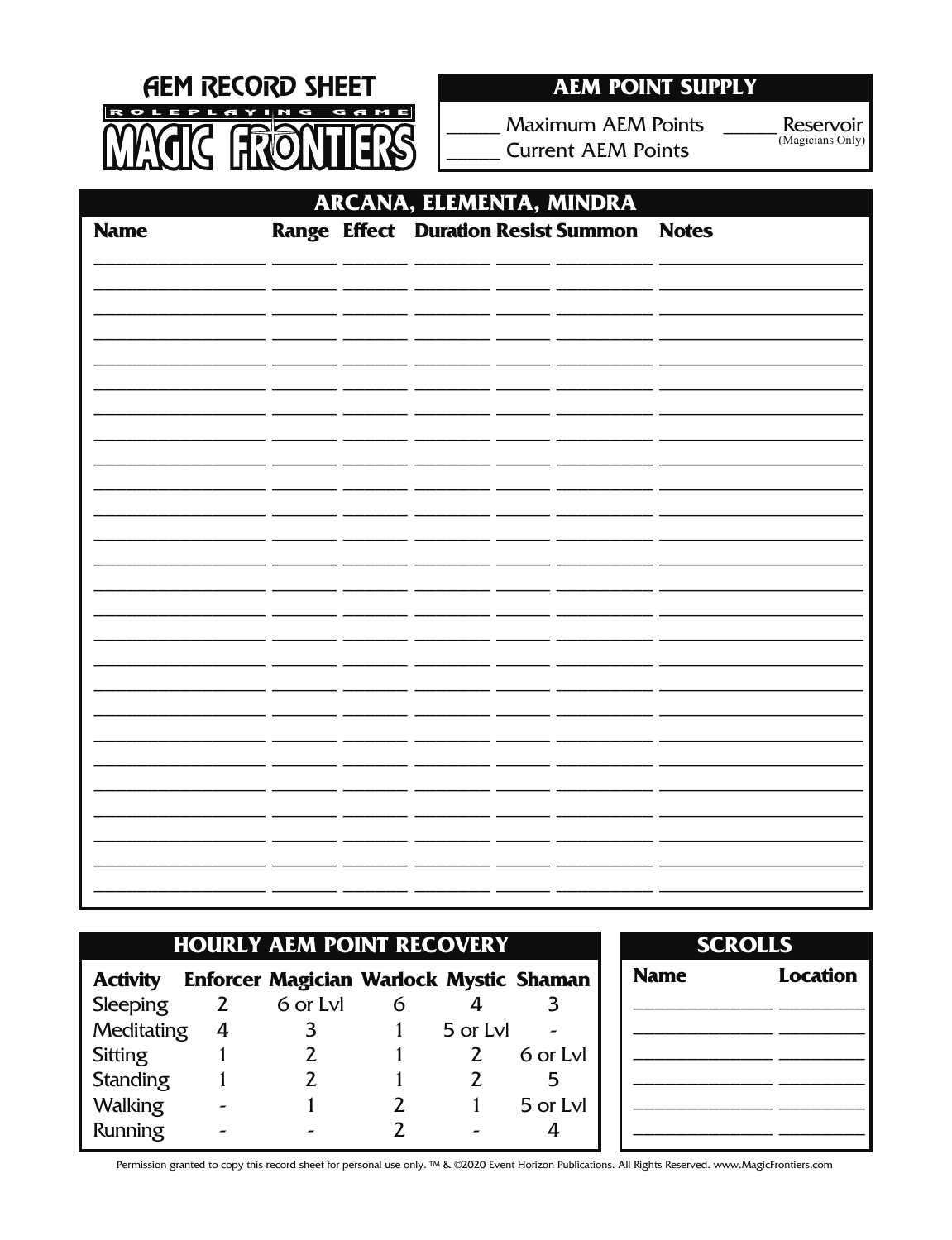# AEM RECORD SHEET

ROLEPLAYING GAME

MAGIC FRONTIERS

## AEM POINT SUPPLY

_____ Maximum AEM Points
_____ Current AEM Points
_____ Reservoir (Magicians Only)

## ARCANA, ELEMENTA, MINDRA

| Name | Range | Effect | Duration | Resist | Summon | Notes |
|---|---|---|---|---|---|---|
| | | | | | | |
| | | | | | | |
| | | | | | | |
| | | | | | | |
| | | | | | | |
| | | | | | | |
| | | | | | | |
| | | | | | | |
| | | | | | | |
| | | | | | | |
| | | | | | | |
| | | | | | | |
| | | | | | | |
| | | | | | | |
| | | | | | | |
| | | | | | | |
| | | | | | | |
| | | | | | | |
| | | | | | | |
| | | | | | | |
| | | | | | | |
| | | | | | | |
| | | | | | | |
| | | | | | | |
| | | | | | | |
| | | | | | | |

## HOURLY AEM POINT RECOVERY

| Activity | Enforcer | Magician | Warlock | Mystic | Shaman |
|---|---|---|---|---|---|
| Sleeping | 2 | 6 or Lvl | 6 | 4 | 3 |
| Meditating | 4 | 3 | 1 | 5 or Lvl | - |
| Sitting | 1 | 2 | 1 | 2 | 6 or Lvl |
| Standing | 1 | 2 | 1 | 2 | 5 |
| Walking | - | 1 | 2 | 1 | 5 or Lvl |
| Running | - | - | 2 | - | 4 |

## SCROLLS

| Name | Location |
|---|---|
| | |
| | |
| | |
| | |
| | |
| | |

Permission granted to copy this record sheet for personal use only. ™ & ©2020 Event Horizon Publications. All Rights Reserved. www.MagicFrontiers.com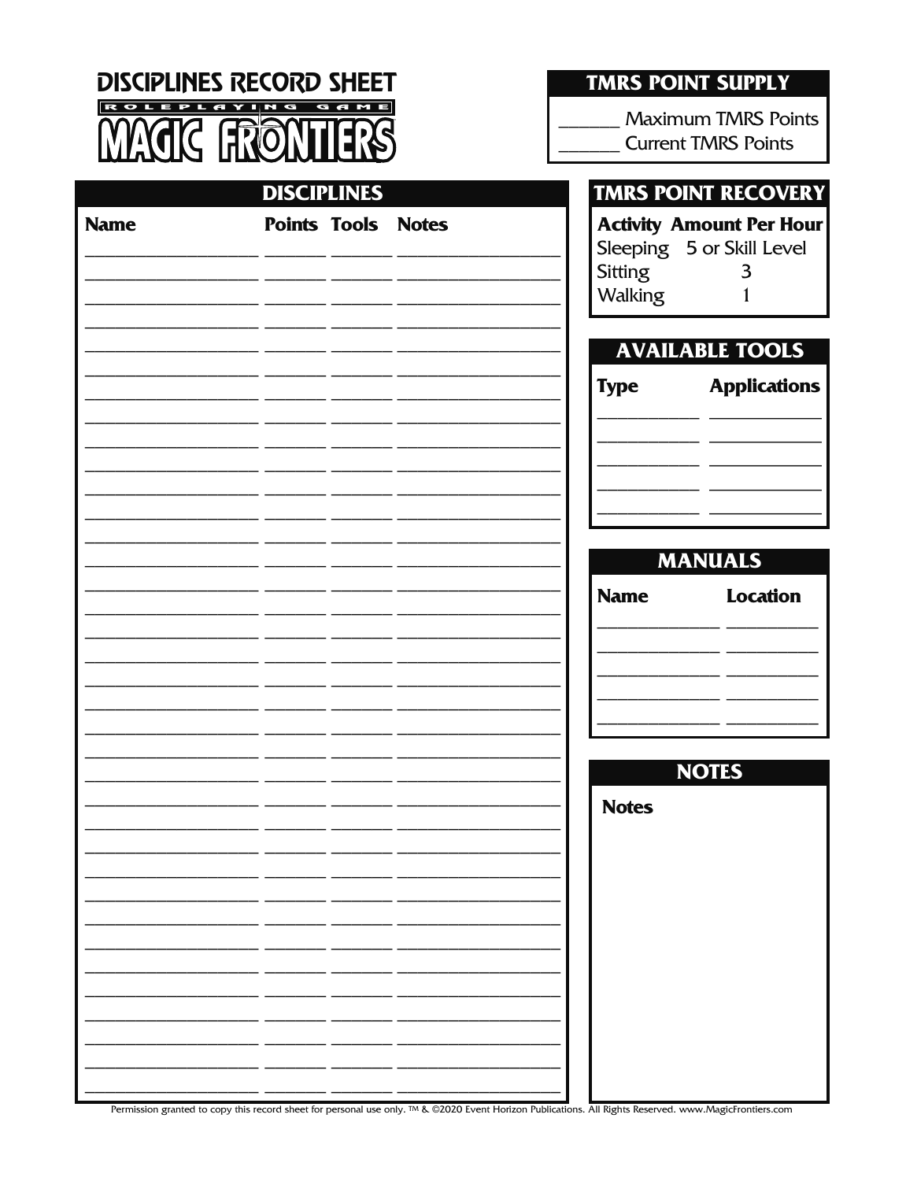# DISCIPLINES RECORD SHEET

## MAGIC FRONTIERS ROLEPLAYING GAME

## TMRS POINT SUPPLY

______ Maximum TMRS Points
______ Current TMRS Points

## DISCIPLINES

| Name | Points | Tools | Notes |
| --- | --- | --- | --- |
| | | | |
| | | | |
| | | | |
| | | | |
| | | | |
| | | | |
| | | | |
| | | | |
| | | | |
| | | | |
| | | | |
| | | | |
| | | | |
| | | | |
| | | | |
| | | | |
| | | | |
| | | | |
| | | | |
| | | | |
| | | | |
| | | | |
| | | | |
| | | | |
| | | | |
| | | | |
| | | | |
| | | | |
| | | | |
| | | | |
| | | | |
| | | | |
| | | | |
| | | | |
| | | | |
| | | | |

## TMRS POINT RECOVERY

| Activity | Amount Per Hour |
| --- | --- |
| Sleeping | 5 or Skill Level |
| Sitting | 3 |
| Walking | 1 |

## AVAILABLE TOOLS

| Type | Applications |
| --- | --- |
| | |
| | |
| | |
| | |
| | |

## MANUALS

| Name | Location |
| --- | --- |
| | |
| | |
| | |
| | |
| | |

## NOTES

**Notes**

Permission granted to copy this record sheet for personal use only. ™ & ©2020 Event Horizon Publications. All Rights Reserved. www.MagicFrontiers.com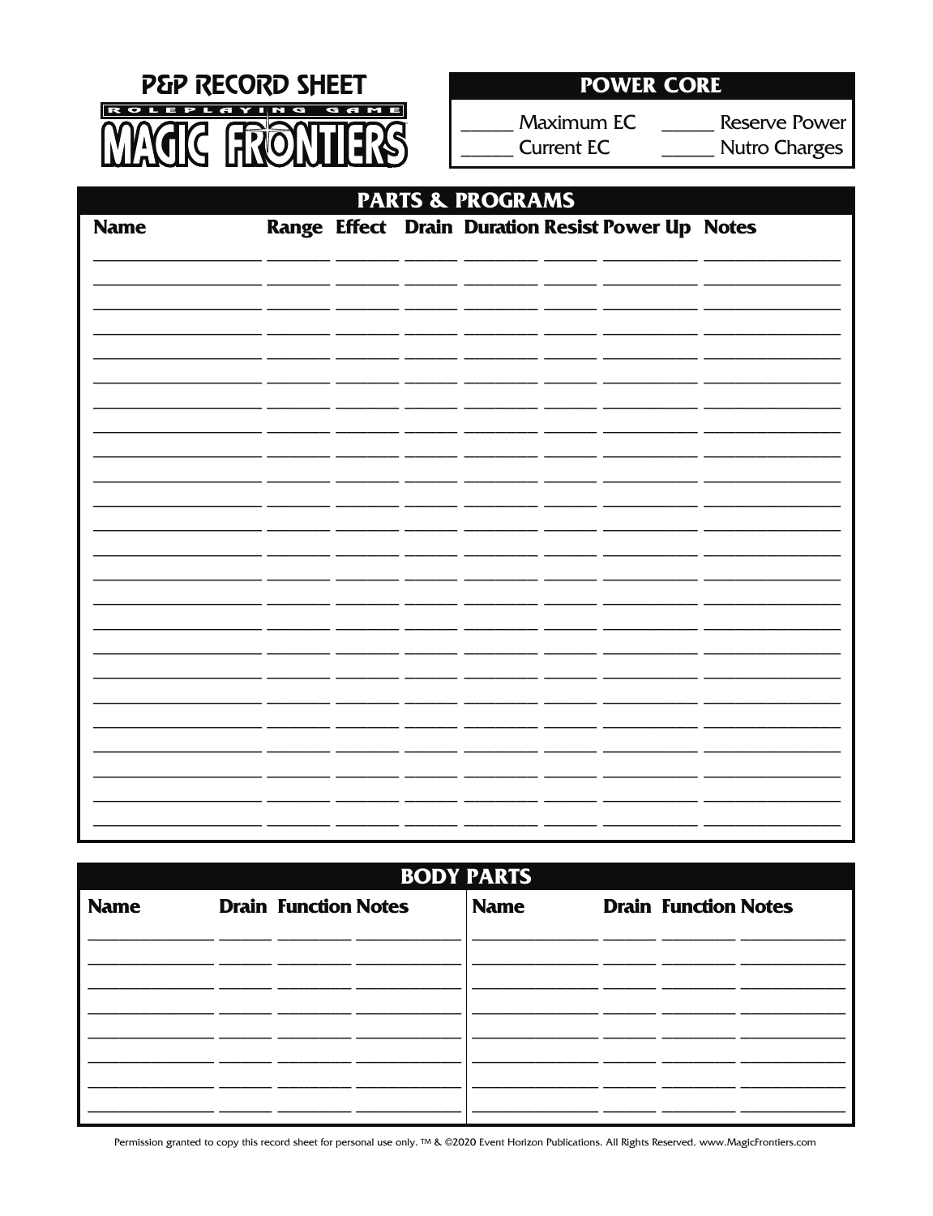# P&P RECORD SHEET

MAGIC FRONTIERS ROLEPLAYING GAME

## POWER CORE

_____ Maximum EC _____ Reserve Power

_____ Current EC _____ Nutro Charges

## PARTS & PROGRAMS

| Name | Range | Effect | Drain | Duration | Resist | Power Up | Notes |
|---|---|---|---|---|---|---|---|
| | | | | | | | |
| | | | | | | | |
| | | | | | | | |
| | | | | | | | |
| | | | | | | | |
| | | | | | | | |
| | | | | | | | |
| | | | | | | | |
| | | | | | | | |
| | | | | | | | |
| | | | | | | | |
| | | | | | | | |
| | | | | | | | |
| | | | | | | | |
| | | | | | | | |
| | | | | | | | |
| | | | | | | | |
| | | | | | | | |
| | | | | | | | |
| | | | | | | | |
| | | | | | | | |
| | | | | | | | |
| | | | | | | | |
| | | | | | | | |

## BODY PARTS

| Name | Drain | Function | Notes | Name | Drain | Function | Notes |
|---|---|---|---|---|---|---|---|
| | | | | | | | |
| | | | | | | | |
| | | | | | | | |
| | | | | | | | |
| | | | | | | | |
| | | | | | | | |
| | | | | | | | |
| | | | | | | | |

Permission granted to copy this record sheet for personal use only. ™ & ©2020 Event Horizon Publications. All Rights Reserved. www.MagicFrontiers.com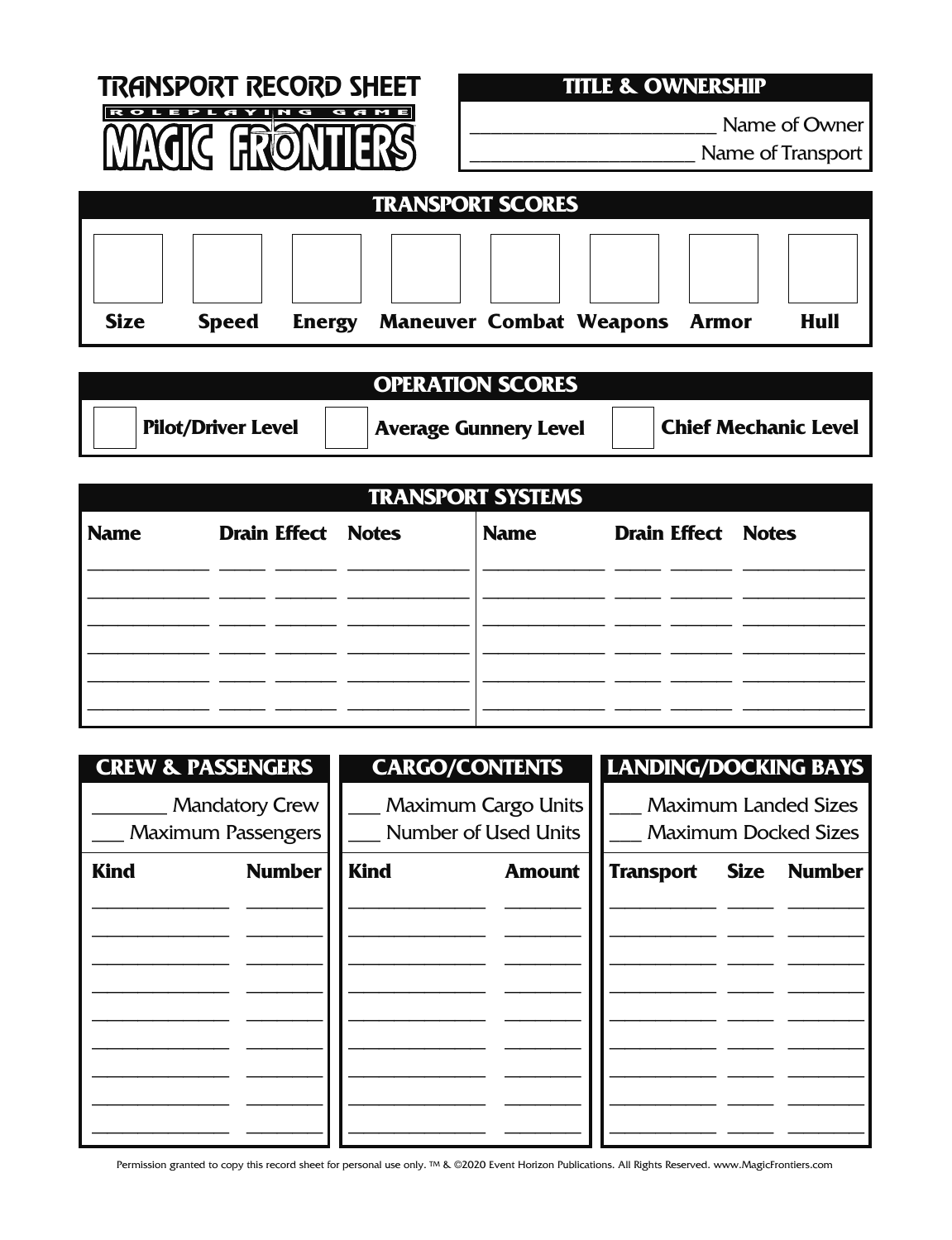# TRANSPORT RECORD SHEET

ROLEPLAYING GAME

MAGIC FRONTIERS

## TITLE & OWNERSHIP

______________________ Name of Owner

______________________ Name of Transport

## TRANSPORT SCORES

| Size | Speed | Energy | Maneuver | Combat | Weapons | Armor | Hull |
|---|---|---|---|---|---|---|---|
| | | | | | | | |

## OPERATION SCORES

| Pilot/Driver Level | Average Gunnery Level | Chief Mechanic Level |
|---|---|---|
| | | |

## TRANSPORT SYSTEMS

| Name | Drain | Effect | Notes | Name | Drain | Effect | Notes |
|---|---|---|---|---|---|---|---|
| | | | | | | | |
| | | | | | | | |
| | | | | | | | |
| | | | | | | | |
| | | | | | | | |
| | | | | | | | |

## CREW & PASSENGERS

_______ Mandatory Crew

___ Maximum Passengers

| Kind | Number |
|---|---|
| | |
| | |
| | |
| | |
| | |
| | |
| | |
| | |
| | |

## CARGO/CONTENTS

___ Maximum Cargo Units

___ Number of Used Units

| Kind | Amount |
|---|---|
| | |
| | |
| | |
| | |
| | |
| | |
| | |
| | |
| | |

## LANDING/DOCKING BAYS

___ Maximum Landed Sizes

___ Maximum Docked Sizes

| Transport | Size | Number |
|---|---|---|
| | | |
| | | |
| | | |
| | | |
| | | |
| | | |
| | | |
| | | |
| | | |

Permission granted to copy this record sheet for personal use only. ™ & ©2020 Event Horizon Publications. All Rights Reserved. www.MagicFrontiers.com